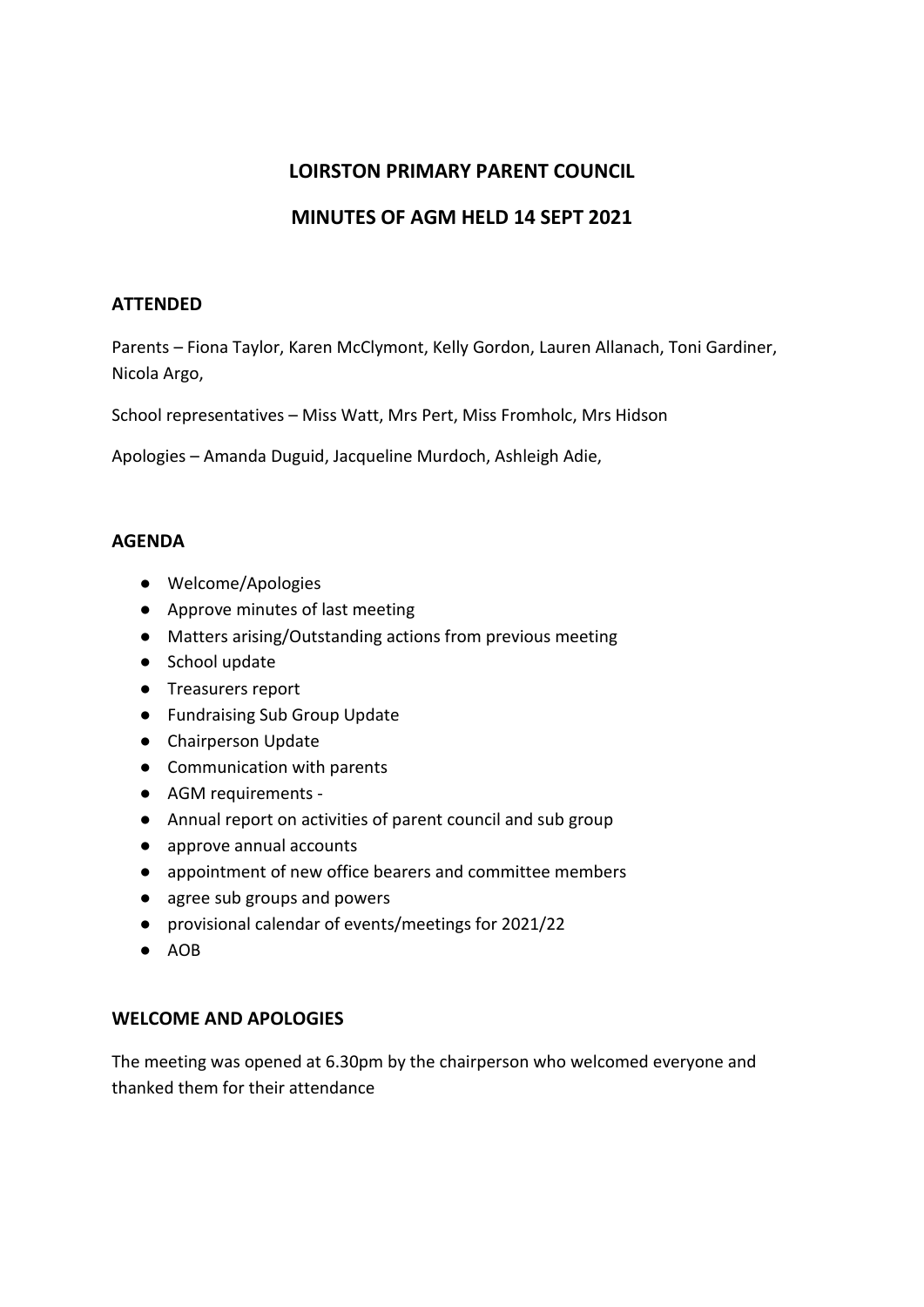# LOIRSTON PRIMARY PARENT COUNCIL

## MINUTES OF AGM HELD 14 SEPT 2021

### ATTENDED

Parents – Fiona Taylor, Karen McClymont, Kelly Gordon, Lauren Allanach, Toni Gardiner, Nicola Argo,

School representatives – Miss Watt, Mrs Pert, Miss Fromholc, Mrs Hidson

Apologies – Amanda Duguid, Jacqueline Murdoch, Ashleigh Adie,

### AGENDA

- Welcome/Apologies
- Approve minutes of last meeting
- Matters arising/Outstanding actions from previous meeting
- School update
- Treasurers report
- Fundraising Sub Group Update
- Chairperson Update
- Communication with parents
- AGM requirements -
- Annual report on activities of parent council and sub group
- approve annual accounts
- appointment of new office bearers and committee members
- agree sub groups and powers
- provisional calendar of events/meetings for 2021/22
- AOB

### WELCOME AND APOLOGIES

The meeting was opened at 6.30pm by the chairperson who welcomed everyone and thanked them for their attendance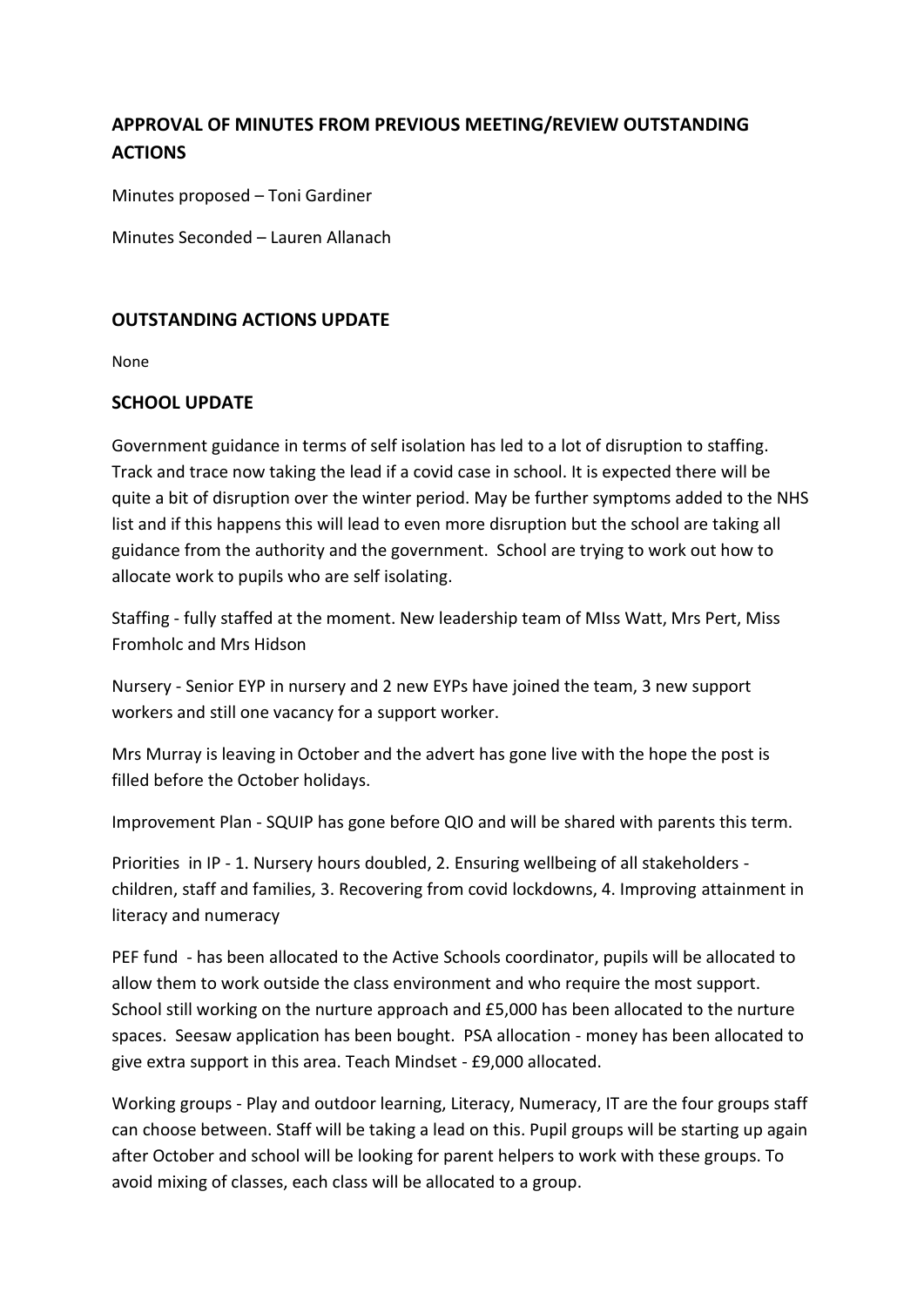## APPROVAL OF MINUTES FROM PREVIOUS MEETING/REVIEW OUTSTANDING ACTIONS

Minutes proposed – Toni Gardiner

Minutes Seconded – Lauren Allanach

## OUTSTANDING ACTIONS UPDATE

None

## SCHOOL UPDATE

Government guidance in terms of self isolation has led to a lot of disruption to staffing. Track and trace now taking the lead if a covid case in school. It is expected there will be quite a bit of disruption over the winter period. May be further symptoms added to the NHS list and if this happens this will lead to even more disruption but the school are taking all guidance from the authority and the government. School are trying to work out how to allocate work to pupils who are self isolating.

Staffing - fully staffed at the moment. New leadership team of MIss Watt, Mrs Pert, Miss Fromholc and Mrs Hidson

Nursery - Senior EYP in nursery and 2 new EYPs have joined the team, 3 new support workers and still one vacancy for a support worker.

Mrs Murray is leaving in October and the advert has gone live with the hope the post is filled before the October holidays.

Improvement Plan - SQUIP has gone before QIO and will be shared with parents this term.

Priorities in IP - 1. Nursery hours doubled, 2. Ensuring wellbeing of all stakeholders - children, staff and families, 3. Recovering from covid lockdowns, 4. Improving attainment in literacy and numeracy

PEF fund - has been allocated to the Active Schools coordinator, pupils will be allocated to allow them to work outside the class environment and who require the most support. School still working on the nurture approach and £5,000 has been allocated to the nurture spaces. Seesaw application has been bought. PSA allocation - money has been allocated to give extra support in this area. Teach Mindset - £9,000 allocated.

Working groups - Play and outdoor learning, Literacy, Numeracy, IT are the four groups staff can choose between. Staff will be taking a lead on this. Pupil groups will be starting up again after October and school will be looking for parent helpers to work with these groups. To avoid mixing of classes, each class will be allocated to a group.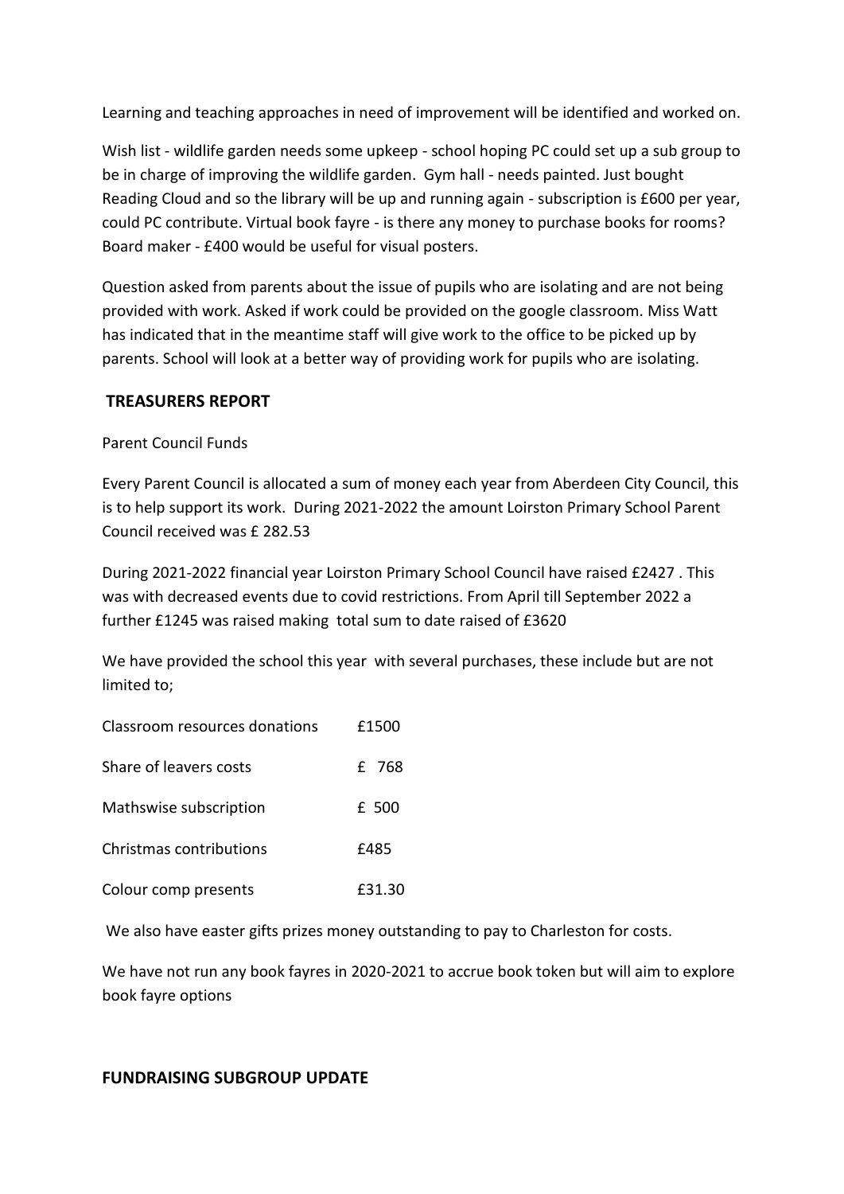Learning and teaching approaches in need of improvement will be identified and worked on.

Wish list - wildlife garden needs some upkeep - school hoping PC could set up a sub group to be in charge of improving the wildlife garden. Gym hall - needs painted. Just bought Reading Cloud and so the library will be up and running again - subscription is £600 per year, could PC contribute. Virtual book fayre - is there any money to purchase books for rooms? Board maker - £400 would be useful for visual posters.

Question asked from parents about the issue of pupils who are isolating and are not being provided with work. Asked if work could be provided on the google classroom. Miss Watt has indicated that in the meantime staff will give work to the office to be picked up by parents. School will look at a better way of providing work for pupils who are isolating.

## TREASURERS REPORT

Parent Council Funds

Every Parent Council is allocated a sum of money each year from Aberdeen City Council, this is to help support its work. During 2021-2022 the amount Loirston Primary School Parent Council received was £ 282.53

During 2021-2022 financial year Loirston Primary School Council have raised £2427 . This was with decreased events due to covid restrictions. From April till September 2022 a further £1245 was raised making total sum to date raised of £3620

We have provided the school this year with several purchases, these include but are not limited to;

| | |
|---|---|
| Classroom resources donations | £1500 |
| Share of leavers costs | £ 768 |
| Mathswise subscription | £ 500 |
| Christmas contributions | £485 |
| Colour comp presents | £31.30 |

We also have easter gifts prizes money outstanding to pay to Charleston for costs.

We have not run any book fayres in 2020-2021 to accrue book token but will aim to explore book fayre options

## FUNDRAISING SUBGROUP UPDATE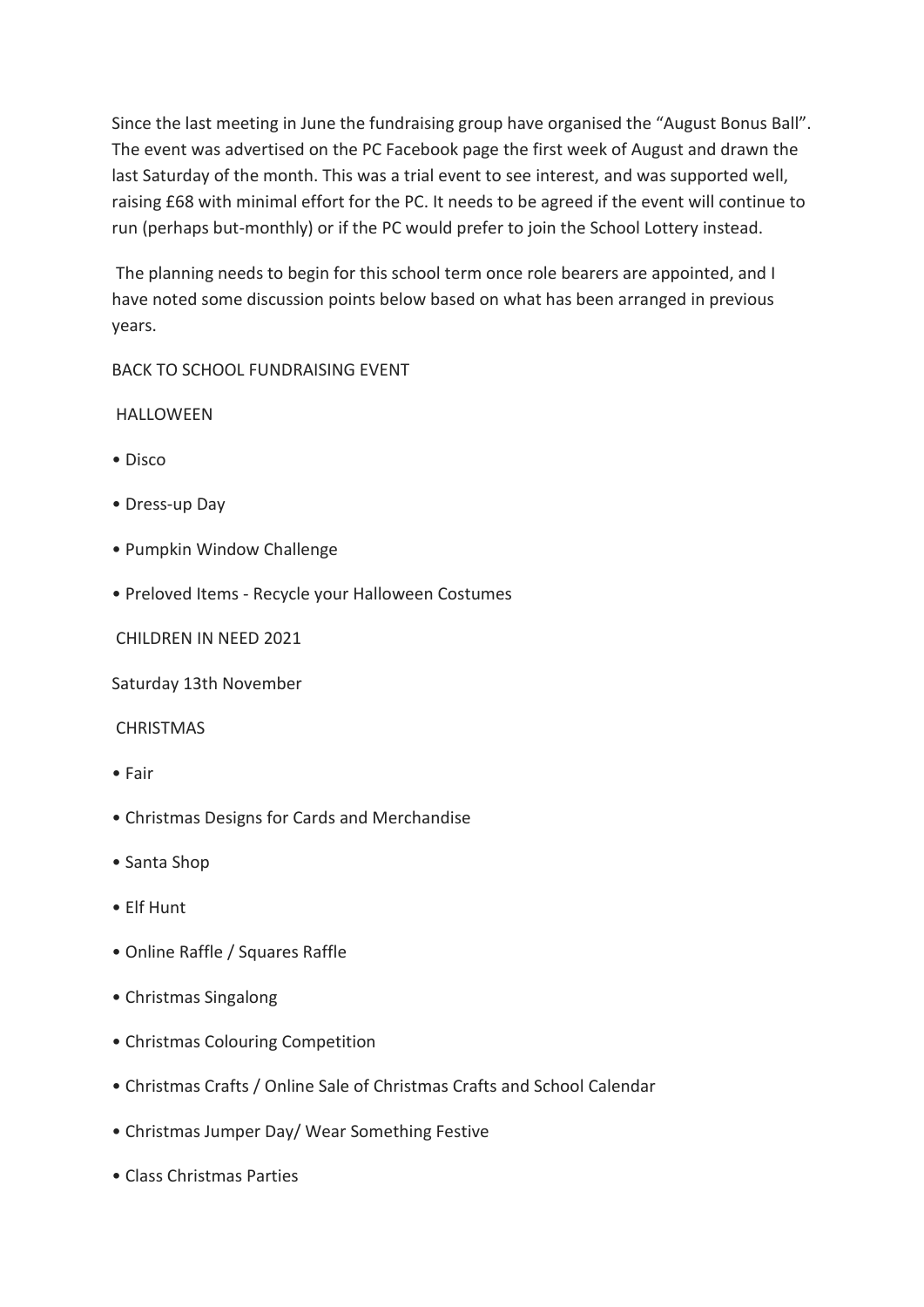Since the last meeting in June the fundraising group have organised the "August Bonus Ball". The event was advertised on the PC Facebook page the first week of August and drawn the last Saturday of the month. This was a trial event to see interest, and was supported well, raising £68 with minimal effort for the PC. It needs to be agreed if the event will continue to run (perhaps but-monthly) or if the PC would prefer to join the School Lottery instead.

The planning needs to begin for this school term once role bearers are appointed, and I have noted some discussion points below based on what has been arranged in previous years.

BACK TO SCHOOL FUNDRAISING EVENT

HALLOWEEN

- Disco
- Dress-up Day
- Pumpkin Window Challenge
- Preloved Items - Recycle your Halloween Costumes

CHILDREN IN NEED 2021

Saturday 13th November

CHRISTMAS

- Fair
- Christmas Designs for Cards and Merchandise
- Santa Shop
- Elf Hunt
- Online Raffle / Squares Raffle
- Christmas Singalong
- Christmas Colouring Competition
- Christmas Crafts / Online Sale of Christmas Crafts and School Calendar
- Christmas Jumper Day/ Wear Something Festive
- Class Christmas Parties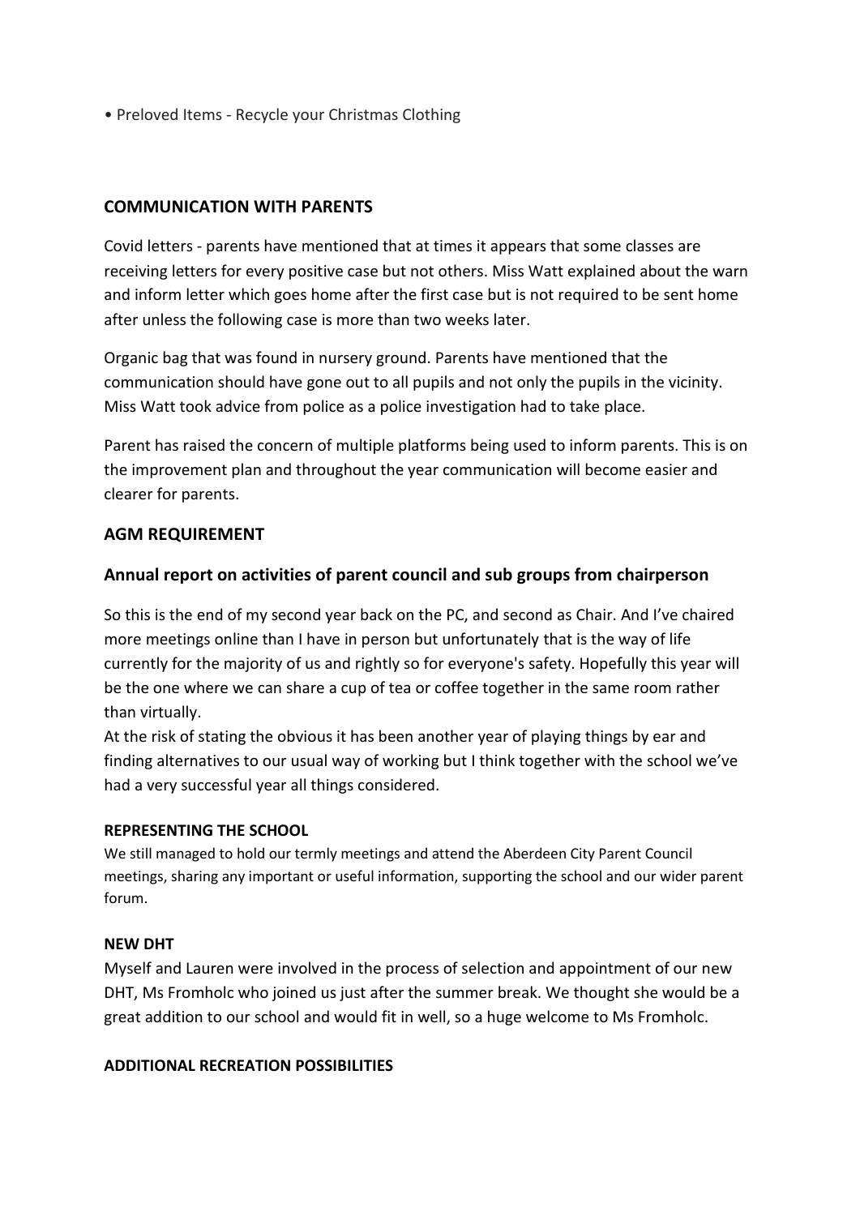• Preloved Items - Recycle your Christmas Clothing

## COMMUNICATION WITH PARENTS

Covid letters - parents have mentioned that at times it appears that some classes are receiving letters for every positive case but not others. Miss Watt explained about the warn and inform letter which goes home after the first case but is not required to be sent home after unless the following case is more than two weeks later.

Organic bag that was found in nursery ground. Parents have mentioned that the communication should have gone out to all pupils and not only the pupils in the vicinity. Miss Watt took advice from police as a police investigation had to take place.

Parent has raised the concern of multiple platforms being used to inform parents. This is on the improvement plan and throughout the year communication will become easier and clearer for parents.

## AGM REQUIREMENT

## Annual report on activities of parent council and sub groups from chairperson

So this is the end of my second year back on the PC, and second as Chair. And I've chaired more meetings online than I have in person but unfortunately that is the way of life currently for the majority of us and rightly so for everyone's safety. Hopefully this year will be the one where we can share a cup of tea or coffee together in the same room rather than virtually.
At the risk of stating the obvious it has been another year of playing things by ear and finding alternatives to our usual way of working but I think together with the school we've had a very successful year all things considered.

#### REPRESENTING THE SCHOOL

We still managed to hold our termly meetings and attend the Aberdeen City Parent Council meetings, sharing any important or useful information, supporting the school and our wider parent forum.

#### NEW DHT

Myself and Lauren were involved in the process of selection and appointment of our new DHT, Ms Fromholc who joined us just after the summer break. We thought she would be a great addition to our school and would fit in well, so a huge welcome to Ms Fromholc.

#### ADDITIONAL RECREATION POSSIBILITIES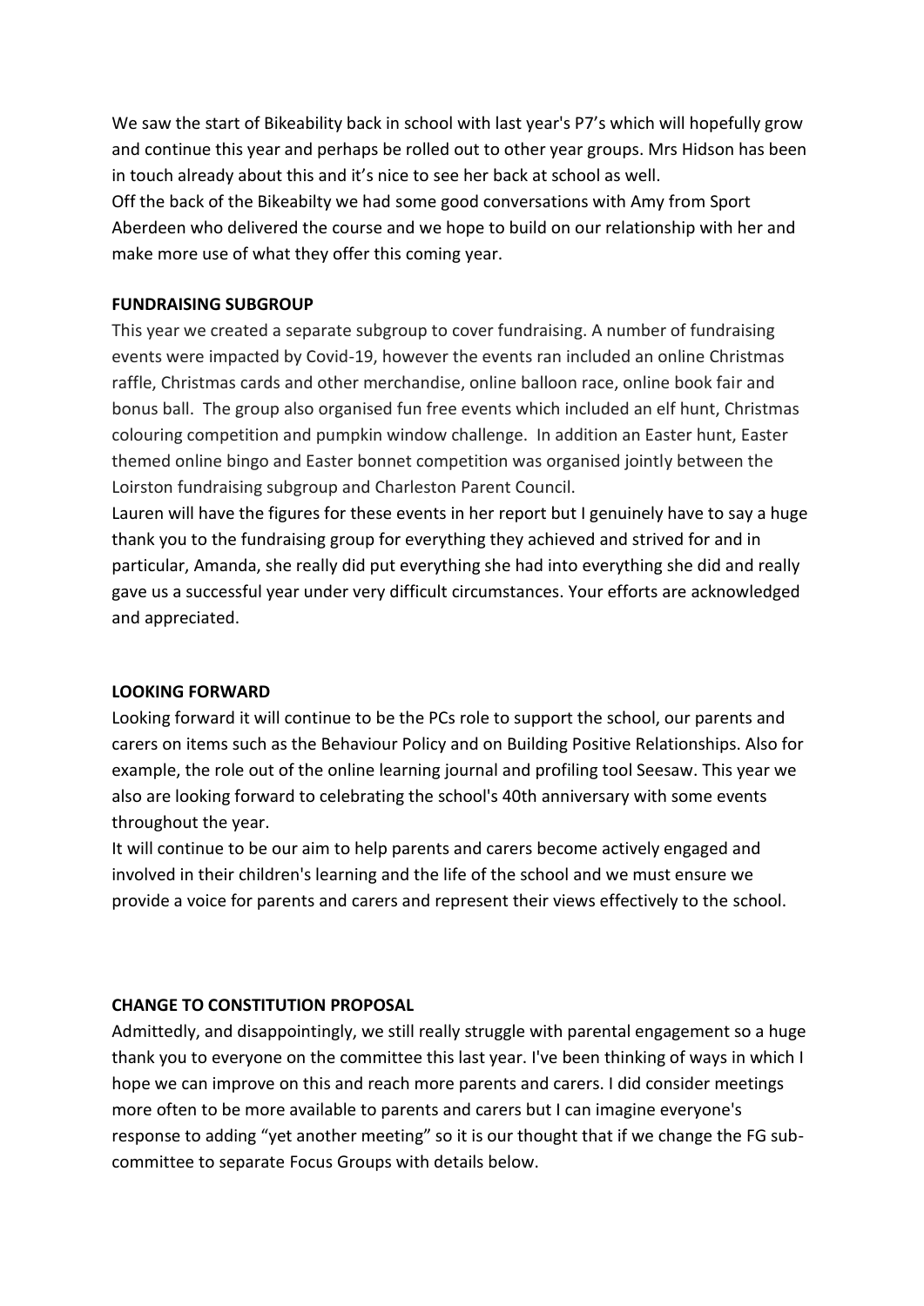We saw the start of Bikeability back in school with last year's P7's which will hopefully grow and continue this year and perhaps be rolled out to other year groups. Mrs Hidson has been in touch already about this and it's nice to see her back at school as well.
Off the back of the Bikeabilty we had some good conversations with Amy from Sport Aberdeen who delivered the course and we hope to build on our relationship with her and make more use of what they offer this coming year.

**FUNDRAISING SUBGROUP**

This year we created a separate subgroup to cover fundraising. A number of fundraising events were impacted by Covid-19, however the events ran included an online Christmas raffle, Christmas cards and other merchandise, online balloon race, online book fair and bonus ball. The group also organised fun free events which included an elf hunt, Christmas colouring competition and pumpkin window challenge. In addition an Easter hunt, Easter themed online bingo and Easter bonnet competition was organised jointly between the Loirston fundraising subgroup and Charleston Parent Council.
Lauren will have the figures for these events in her report but I genuinely have to say a huge thank you to the fundraising group for everything they achieved and strived for and in particular, Amanda, she really did put everything she had into everything she did and really gave us a successful year under very difficult circumstances. Your efforts are acknowledged and appreciated.

**LOOKING FORWARD**

Looking forward it will continue to be the PCs role to support the school, our parents and carers on items such as the Behaviour Policy and on Building Positive Relationships. Also for example, the role out of the online learning journal and profiling tool Seesaw. This year we also are looking forward to celebrating the school's 40th anniversary with some events throughout the year.
It will continue to be our aim to help parents and carers become actively engaged and involved in their children's learning and the life of the school and we must ensure we provide a voice for parents and carers and represent their views effectively to the school.

**CHANGE TO CONSTITUTION PROPOSAL**

Admittedly, and disappointingly, we still really struggle with parental engagement so a huge thank you to everyone on the committee this last year. I've been thinking of ways in which I hope we can improve on this and reach more parents and carers. I did consider meetings more often to be more available to parents and carers but I can imagine everyone's response to adding "yet another meeting" so it is our thought that if we change the FG sub-committee to separate Focus Groups with details below.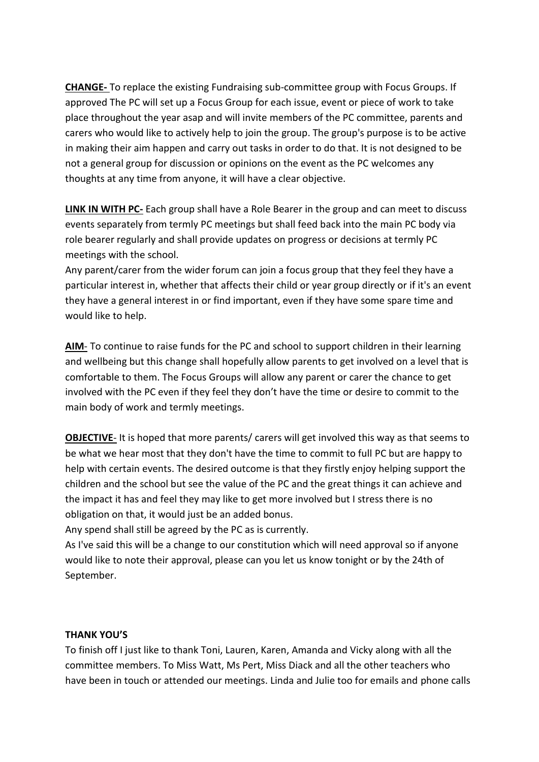**CHANGE-** To replace the existing Fundraising sub-committee group with Focus Groups. If approved The PC will set up a Focus Group for each issue, event or piece of work to take place throughout the year asap and will invite members of the PC committee, parents and carers who would like to actively help to join the group. The group's purpose is to be active in making their aim happen and carry out tasks in order to do that. It is not designed to be not a general group for discussion or opinions on the event as the PC welcomes any thoughts at any time from anyone, it will have a clear objective.

**LINK IN WITH PC-** Each group shall have a Role Bearer in the group and can meet to discuss events separately from termly PC meetings but shall feed back into the main PC body via role bearer regularly and shall provide updates on progress or decisions at termly PC meetings with the school.

Any parent/carer from the wider forum can join a focus group that they feel they have a particular interest in, whether that affects their child or year group directly or if it's an event they have a general interest in or find important, even if they have some spare time and would like to help.

**AIM**- To continue to raise funds for the PC and school to support children in their learning and wellbeing but this change shall hopefully allow parents to get involved on a level that is comfortable to them. The Focus Groups will allow any parent or carer the chance to get involved with the PC even if they feel they don't have the time or desire to commit to the main body of work and termly meetings.

**OBJECTIVE**- It is hoped that more parents/ carers will get involved this way as that seems to be what we hear most that they don't have the time to commit to full PC but are happy to help with certain events. The desired outcome is that they firstly enjoy helping support the children and the school but see the value of the PC and the great things it can achieve and the impact it has and feel they may like to get more involved but I stress there is no obligation on that, it would just be an added bonus.

Any spend shall still be agreed by the PC as is currently.

As I've said this will be a change to our constitution which will need approval so if anyone would like to note their approval, please can you let us know tonight or by the 24th of September.

**THANK YOU'S**

To finish off I just like to thank Toni, Lauren, Karen, Amanda and Vicky along with all the committee members. To Miss Watt, Ms Pert, Miss Diack and all the other teachers who have been in touch or attended our meetings. Linda and Julie too for emails and phone calls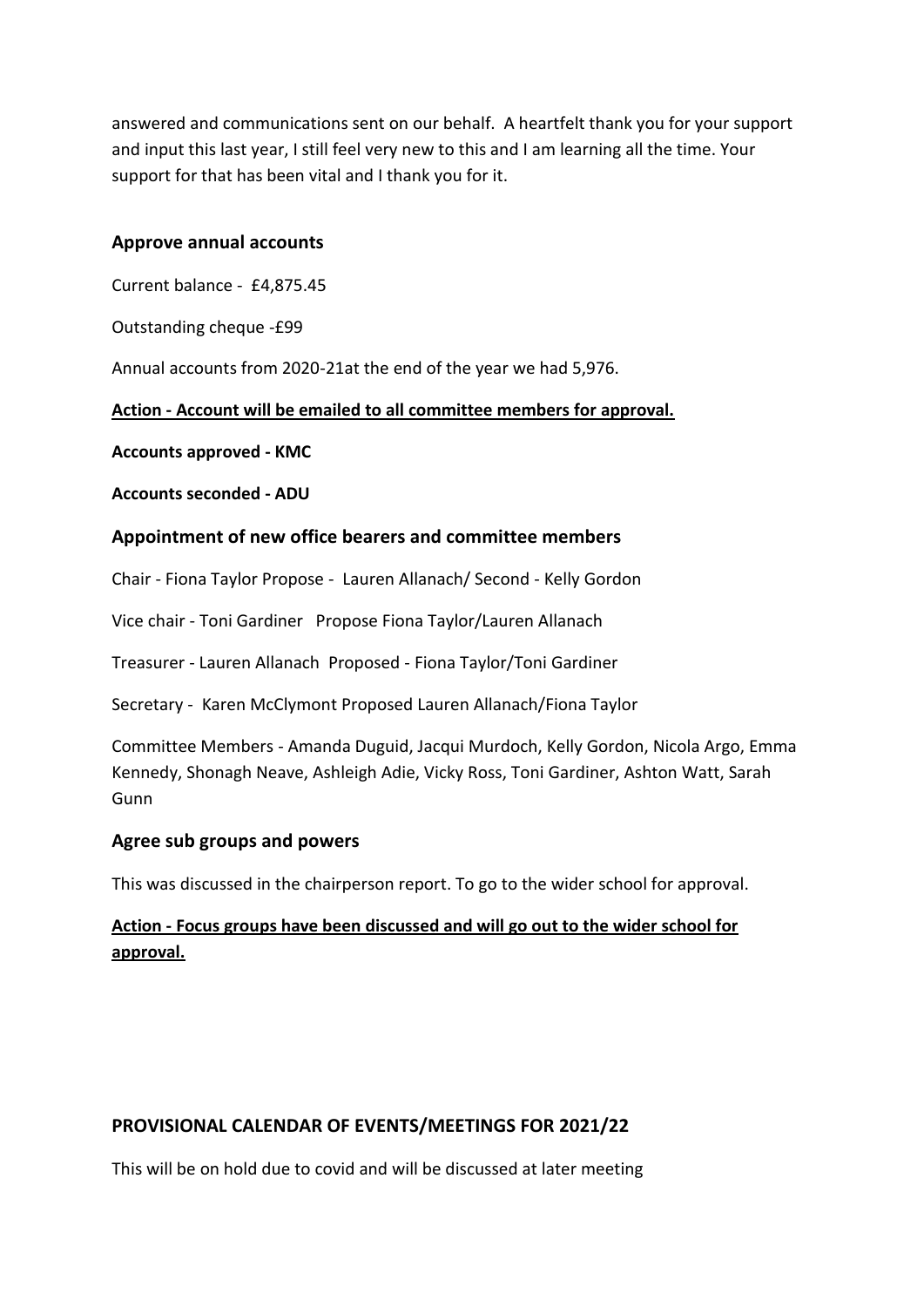answered and communications sent on our behalf. A heartfelt thank you for your support and input this last year, I still feel very new to this and I am learning all the time. Your support for that has been vital and I thank you for it.

### Approve annual accounts

Current balance - £4,875.45

Outstanding cheque -£99

Annual accounts from 2020-21at the end of the year we had 5,976.

**Action - Account will be emailed to all committee members for approval.**

**Accounts approved - KMC**

**Accounts seconded - ADU**

### Appointment of new office bearers and committee members

Chair - Fiona Taylor Propose - Lauren Allanach/ Second - Kelly Gordon

Vice chair - Toni Gardiner Propose Fiona Taylor/Lauren Allanach

Treasurer - Lauren Allanach Proposed - Fiona Taylor/Toni Gardiner

Secretary - Karen McClymont Proposed Lauren Allanach/Fiona Taylor

Committee Members - Amanda Duguid, Jacqui Murdoch, Kelly Gordon, Nicola Argo, Emma Kennedy, Shonagh Neave, Ashleigh Adie, Vicky Ross, Toni Gardiner, Ashton Watt, Sarah Gunn

### Agree sub groups and powers

This was discussed in the chairperson report. To go to the wider school for approval.

**Action - Focus groups have been discussed and will go out to the wider school for approval.**

### PROVISIONAL CALENDAR OF EVENTS/MEETINGS FOR 2021/22

This will be on hold due to covid and will be discussed at later meeting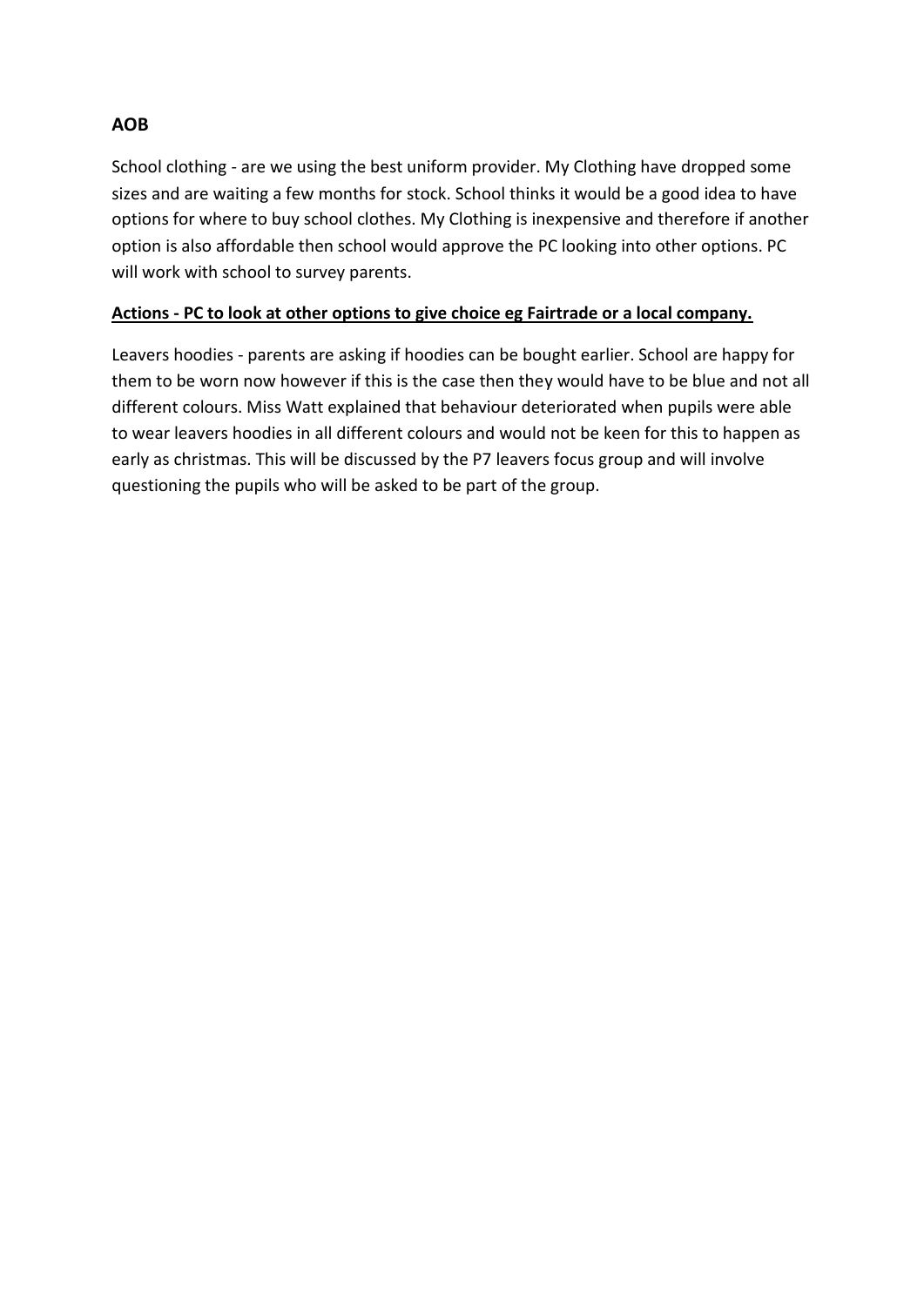## AOB

School clothing - are we using the best uniform provider. My Clothing have dropped some sizes and are waiting a few months for stock. School thinks it would be a good idea to have options for where to buy school clothes. My Clothing is inexpensive and therefore if another option is also affordable then school would approve the PC looking into other options. PC will work with school to survey parents.

**Actions - PC to look at other options to give choice eg Fairtrade or a local company.**

Leavers hoodies - parents are asking if hoodies can be bought earlier. School are happy for them to be worn now however if this is the case then they would have to be blue and not all different colours. Miss Watt explained that behaviour deteriorated when pupils were able to wear leavers hoodies in all different colours and would not be keen for this to happen as early as christmas. This will be discussed by the P7 leavers focus group and will involve questioning the pupils who will be asked to be part of the group.